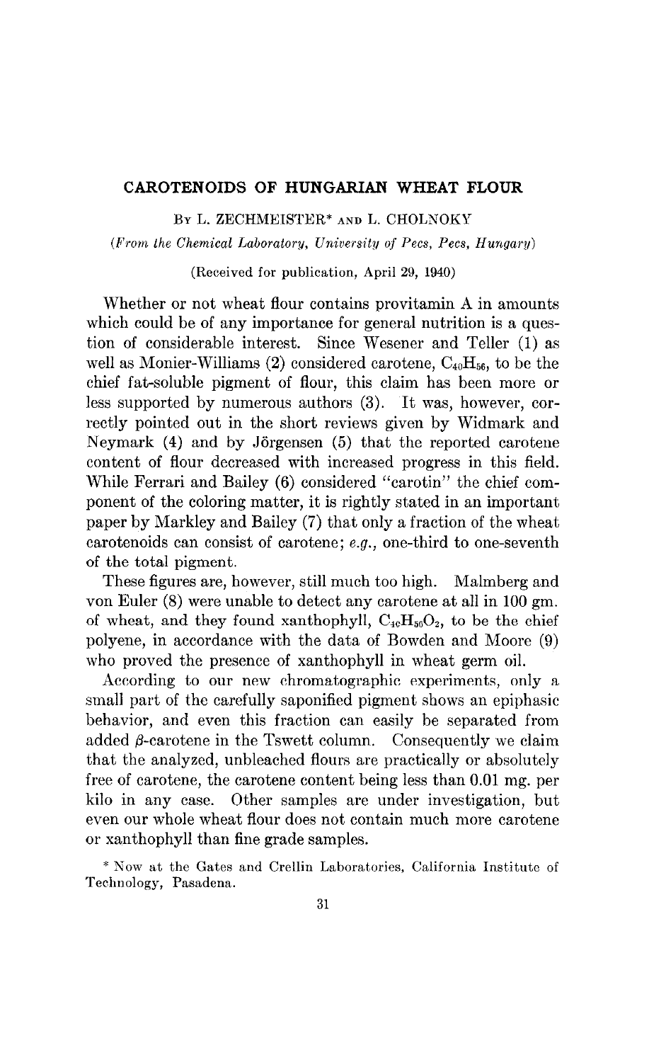# CAROTENOIDS OF HUNGARIAN WHEAT FLOUR

By L. ZECHMEISTER* and L. CHOLNOKY

*(From the Chemical Laboratory, University of Pecs, Pecs, Hungary)*

(Received for publication, April 29, 1940)

Whether or not wheat flour contains provitamin A in amounts which could be of any importance for general nutrition is a question of considerable interest. Since Wesener and Teller (1) as well as Monier-Williams (2) considered carotene, $C_{40}H_{56}$, to be the chief fat-soluble pigment of flour, this claim has been more or less supported by numerous authors (3). It was, however, correctly pointed out in the short reviews given by Widmark and Neymark (4) and by Jörgensen (5) that the reported carotene content of flour decreased with increased progress in this field. While Ferrari and Bailey (6) considered "carotin" the chief component of the coloring matter, it is rightly stated in an important paper by Markley and Bailey (7) that only a fraction of the wheat carotenoids can consist of carotene; *e.g.*, one-third to one-seventh of the total pigment.

These figures are, however, still much too high. Malmberg and von Euler (8) were unable to detect any carotene at all in 100 gm. of wheat, and they found xanthophyll, $C_{40}H_{56}O_2$, to be the chief polyene, in accordance with the data of Bowden and Moore (9) who proved the presence of xanthophyll in wheat germ oil.

According to our new chromatographic experiments, only a small part of the carefully saponified pigment shows an epiphasic behavior, and even this fraction can easily be separated from added $\beta$-carotene in the Tswett column. Consequently we claim that the analyzed, unbleached flours are practically or absolutely free of carotene, the carotene content being less than 0.01 mg. per kilo in any case. Other samples are under investigation, but even our whole wheat flour does not contain much more carotene or xanthophyll than fine grade samples.

\* Now at the Gates and Crellin Laboratories, California Institute of Technology, Pasadena.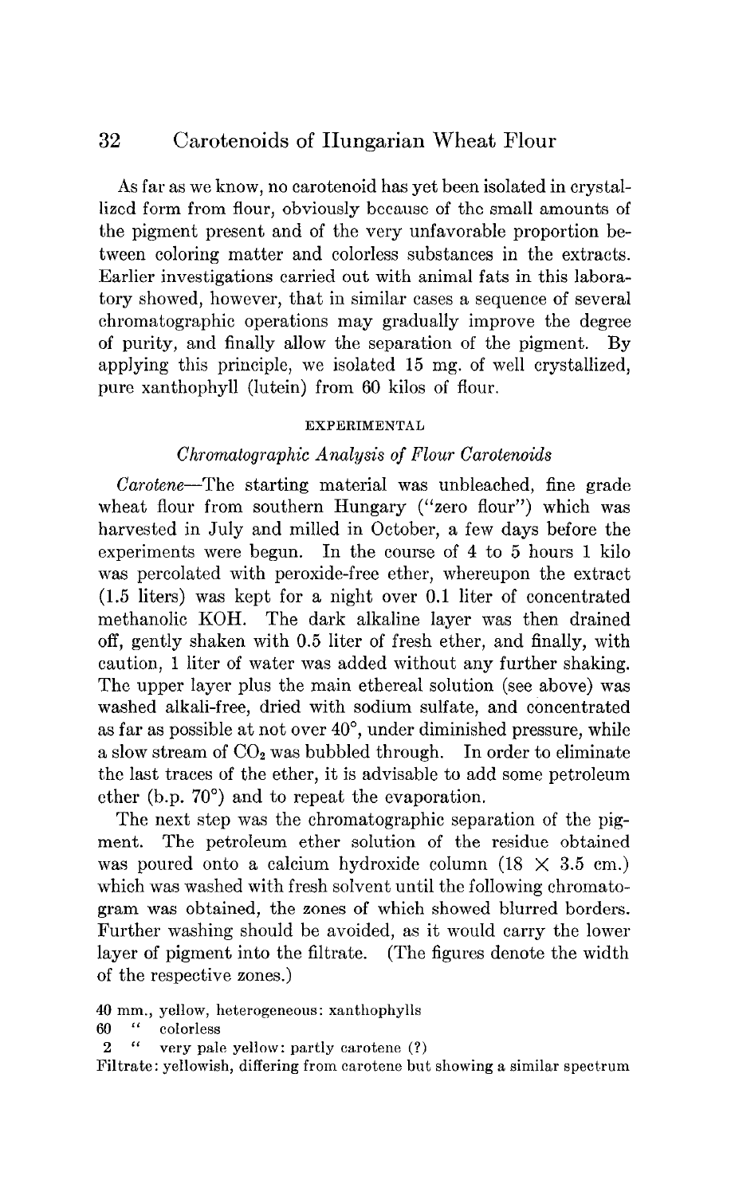As far as we know, no carotenoid has yet been isolated in crystallized form from flour, obviously because of the small amounts of the pigment present and of the very unfavorable proportion between coloring matter and colorless substances in the extracts. Earlier investigations carried out with animal fats in this laboratory showed, however, that in similar cases a sequence of several chromatographic operations may gradually improve the degree of purity, and finally allow the separation of the pigment. By applying this principle, we isolated 15 mg. of well crystallized, pure xanthophyll (lutein) from 60 kilos of flour.

## EXPERIMENTAL

### *Chromatographic Analysis of Flour Carotenoids*

*Carotene*—The starting material was unbleached, fine grade wheat flour from southern Hungary ("zero flour") which was harvested in July and milled in October, a few days before the experiments were begun. In the course of 4 to 5 hours 1 kilo was percolated with peroxide-free ether, whereupon the extract (1.5 liters) was kept for a night over 0.1 liter of concentrated methanolic KOH. The dark alkaline layer was then drained off, gently shaken with 0.5 liter of fresh ether, and finally, with caution, 1 liter of water was added without any further shaking. The upper layer plus the main ethereal solution (see above) was washed alkali-free, dried with sodium sulfate, and concentrated as far as possible at not over 40°, under diminished pressure, while a slow stream of $CO_2$ was bubbled through. In order to eliminate the last traces of the ether, it is advisable to add some petroleum ether (b.p. 70°) and to repeat the evaporation.

The next step was the chromatographic separation of the pigment. The petroleum ether solution of the residue obtained was poured onto a calcium hydroxide column (18 × 3.5 cm.) which was washed with fresh solvent until the following chromatogram was obtained, the zones of which showed blurred borders. Further washing should be avoided, as it would carry the lower layer of pigment into the filtrate. (The figures denote the width of the respective zones.)

40 mm., yellow, heterogeneous: xanthophylls
60 " colorless
2 " very pale yellow: partly carotene (?)
Filtrate: yellowish, differing from carotene but showing a similar spectrum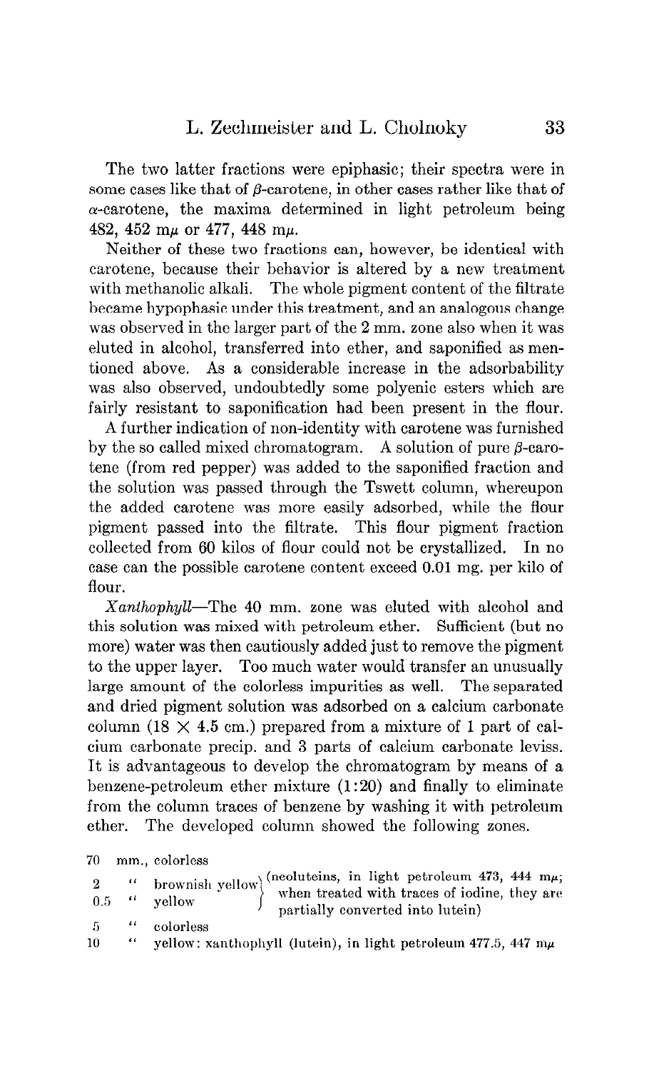The two latter fractions were epiphasic; their spectra were in some cases like that of β-carotene, in other cases rather like that of α-carotene, the maxima determined in light petroleum being 482, 452 mμ or 477, 448 mμ.

Neither of these two fractions can, however, be identical with carotene, because their behavior is altered by a new treatment with methanolic alkali. The whole pigment content of the filtrate became hypophasic under this treatment, and an analogous change was observed in the larger part of the 2 mm. zone also when it was eluted in alcohol, transferred into ether, and saponified as mentioned above. As a considerable increase in the adsorbability was also observed, undoubtedly some polyenic esters which are fairly resistant to saponification had been present in the flour.

A further indication of non-identity with carotene was furnished by the so called mixed chromatogram. A solution of pure β-carotene (from red pepper) was added to the saponified fraction and the solution was passed through the Tswett column, whereupon the added carotene was more easily adsorbed, while the flour pigment passed into the filtrate. This flour pigment fraction collected from 60 kilos of flour could not be crystallized. In no case can the possible carotene content exceed 0.01 mg. per kilo of flour.

*Xanthophyll*—The 40 mm. zone was eluted with alcohol and this solution was mixed with petroleum ether. Sufficient (but no more) water was then cautiously added just to remove the pigment to the upper layer. Too much water would transfer an unusually large amount of the colorless impurities as well. The separated and dried pigment solution was adsorbed on a calcium carbonate column (18 × 4.5 cm.) prepared from a mixture of 1 part of calcium carbonate precip. and 3 parts of calcium carbonate leviss. It is advantageous to develop the chromatogram by means of a benzene-petroleum ether mixture (1:20) and finally to eliminate from the column traces of benzene by washing it with petroleum ether. The developed column showed the following zones.

| | | |
|---|---|---|
| 70 mm., | colorless | |
| 2 " | brownish yellow | (neoluteins, in light petroleum 473, 444 mμ; when treated with traces of iodine, they are partially converted into lutein) |
| 0.5 " | yellow | |
| 5 " | colorless | |
| 10 " | yellow: xanthophyll (lutein), in light petroleum 477.5, 447 mμ | |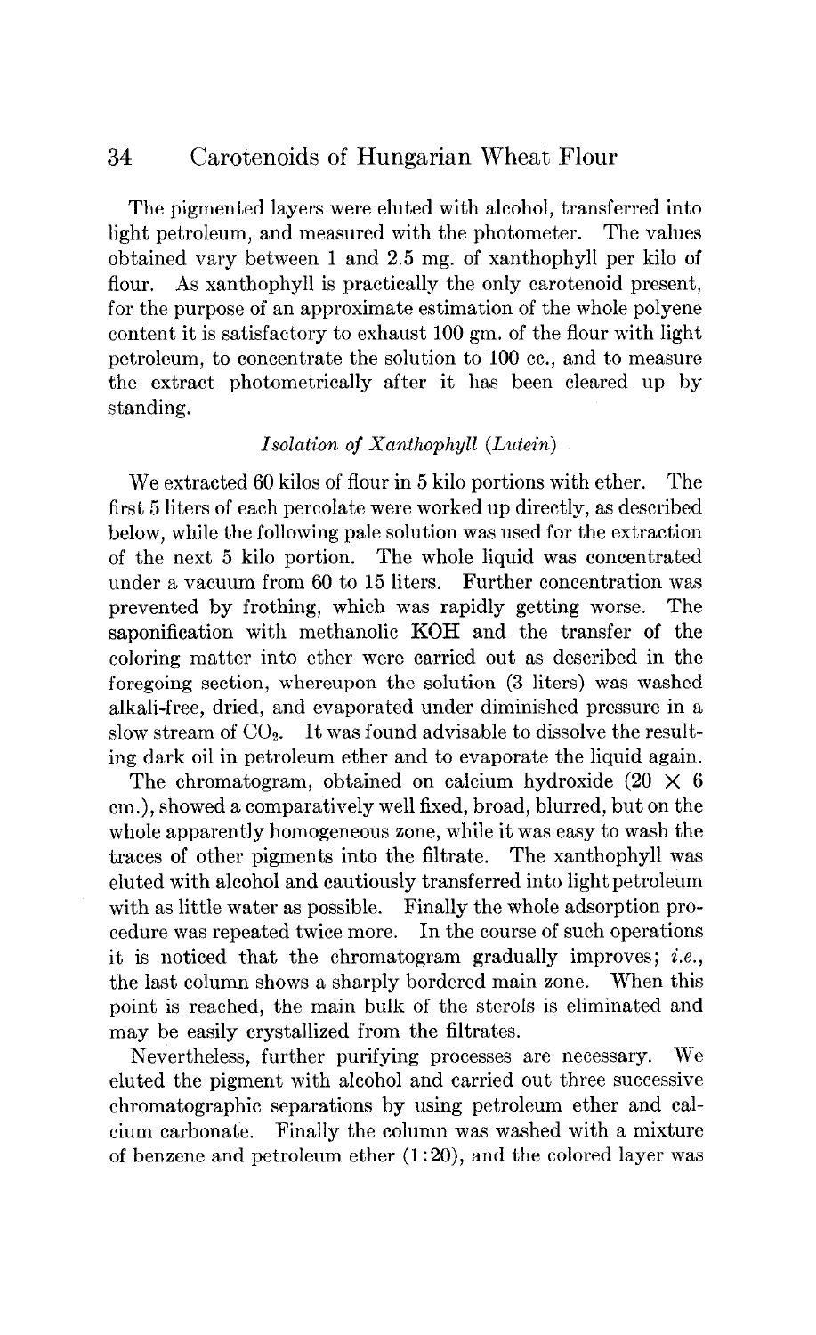The pigmented layers were eluted with alcohol, transferred into light petroleum, and measured with the photometer. The values obtained vary between 1 and 2.5 mg. of xanthophyll per kilo of flour. As xanthophyll is practically the only carotenoid present, for the purpose of an approximate estimation of the whole polyene content it is satisfactory to exhaust 100 gm. of the flour with light petroleum, to concentrate the solution to 100 cc., and to measure the extract photometrically after it has been cleared up by standing.

### *Isolation of Xanthophyll (Lutein)*

We extracted 60 kilos of flour in 5 kilo portions with ether. The first 5 liters of each percolate were worked up directly, as described below, while the following pale solution was used for the extraction of the next 5 kilo portion. The whole liquid was concentrated under a vacuum from 60 to 15 liters. Further concentration was prevented by frothing, which was rapidly getting worse. The saponification with methanolic KOH and the transfer of the coloring matter into ether were carried out as described in the foregoing section, whereupon the solution (3 liters) was washed alkali-free, dried, and evaporated under diminished pressure in a slow stream of $CO_2$. It was found advisable to dissolve the resulting dark oil in petroleum ether and to evaporate the liquid again.

The chromatogram, obtained on calcium hydroxide ($20 \times 6$ cm.), showed a comparatively well fixed, broad, blurred, but on the whole apparently homogeneous zone, while it was easy to wash the traces of other pigments into the filtrate. The xanthophyll was eluted with alcohol and cautiously transferred into light petroleum with as little water as possible. Finally the whole adsorption procedure was repeated twice more. In the course of such operations it is noticed that the chromatogram gradually improves; *i.e.*, the last column shows a sharply bordered main zone. When this point is reached, the main bulk of the sterols is eliminated and may be easily crystallized from the filtrates.

Nevertheless, further purifying processes are necessary. We eluted the pigment with alcohol and carried out three successive chromatographic separations by using petroleum ether and calcium carbonate. Finally the column was washed with a mixture of benzene and petroleum ether (1:20), and the colored layer was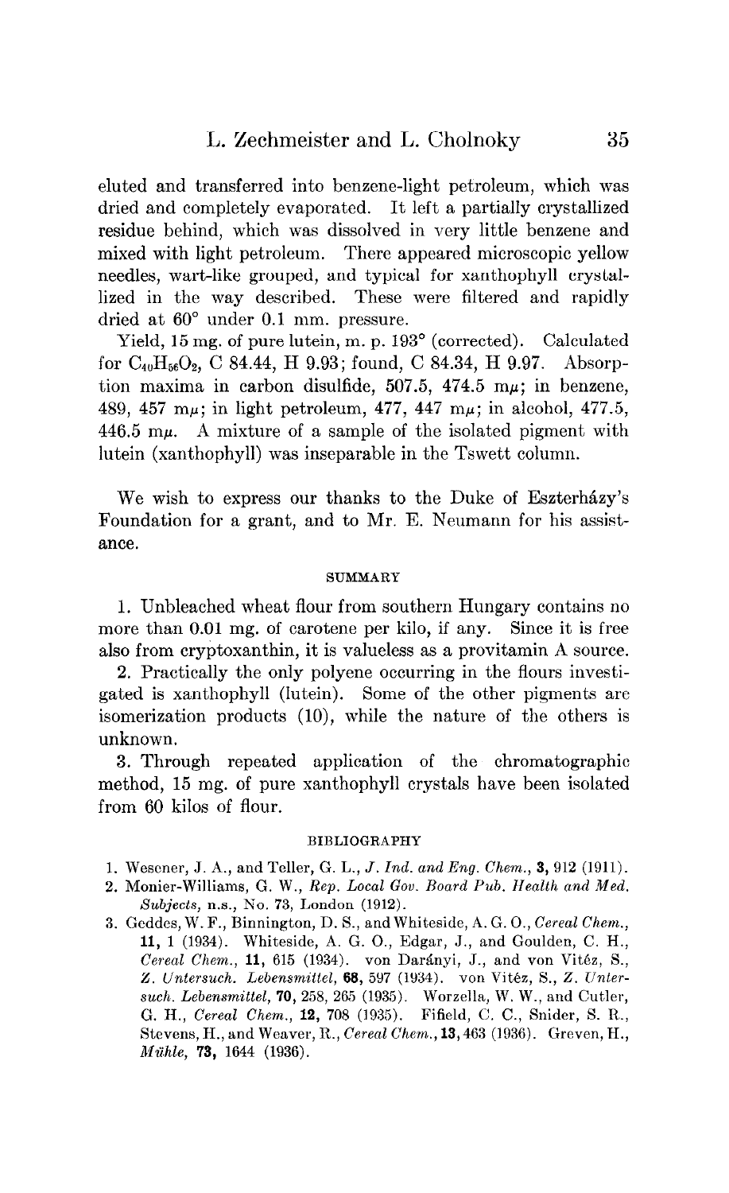eluted and transferred into benzene-light petroleum, which was dried and completely evaporated. It left a partially crystallized residue behind, which was dissolved in very little benzene and mixed with light petroleum. There appeared microscopic yellow needles, wart-like grouped, and typical for xanthophyll crystallized in the way described. These were filtered and rapidly dried at 60° under 0.1 mm. pressure.

Yield, 15 mg. of pure lutein, m. p. 193° (corrected). Calculated for $C_{40}H_{56}O_2$, C 84.44, H 9.93; found, C 84.34, H 9.97. Absorption maxima in carbon disulfide, 507.5, 474.5 m$\mu$; in benzene, 489, 457 m$\mu$; in light petroleum, 477, 447 m$\mu$; in alcohol, 477.5, 446.5 m$\mu$. A mixture of a sample of the isolated pigment with lutein (xanthophyll) was inseparable in the Tswett column.

We wish to express our thanks to the Duke of Eszterházy's Foundation for a grant, and to Mr. E. Neumann for his assistance.

## SUMMARY

1. Unbleached wheat flour from southern Hungary contains no more than 0.01 mg. of carotene per kilo, if any. Since it is free also from cryptoxanthin, it is valueless as a provitamin A source.

2. Practically the only polyene occurring in the flours investigated is xanthophyll (lutein). Some of the other pigments are isomerization products (10), while the nature of the others is unknown.

3. Through repeated application of the chromatographic method, 15 mg. of pure xanthophyll crystals have been isolated from 60 kilos of flour.

## BIBLIOGRAPHY

1. Wesener, J. A., and Teller, G. L., *J. Ind. and Eng. Chem.*, **3**, 912 (1911).
2. Monier-Williams, G. W., *Rep. Local Gov. Board Pub. Health and Med. Subjects*, n.s., No. 73, London (1912).
3. Geddes, W. F., Binnington, D. S., and Whiteside, A. G. O., *Cereal Chem.*, **11**, 1 (1934). Whiteside, A. G. O., Edgar, J., and Goulden, C. H., *Cereal Chem.*, **11**, 615 (1934). von Darányi, J., and von Vitéz, S., *Z. Untersuch. Lebensmittel*, **68**, 597 (1934). von Vitéz, S., *Z. Untersuch. Lebensmittel*, **70**, 258, 265 (1935). Worzella, W. W., and Cutler, G. H., *Cereal Chem.*, **12**, 708 (1935). Fifield, C. C., Snider, S. R., Stevens, H., and Weaver, R., *Cereal Chem.*, **13**, 463 (1936). Greven, H., *Mühle*, **73**, 1644 (1936).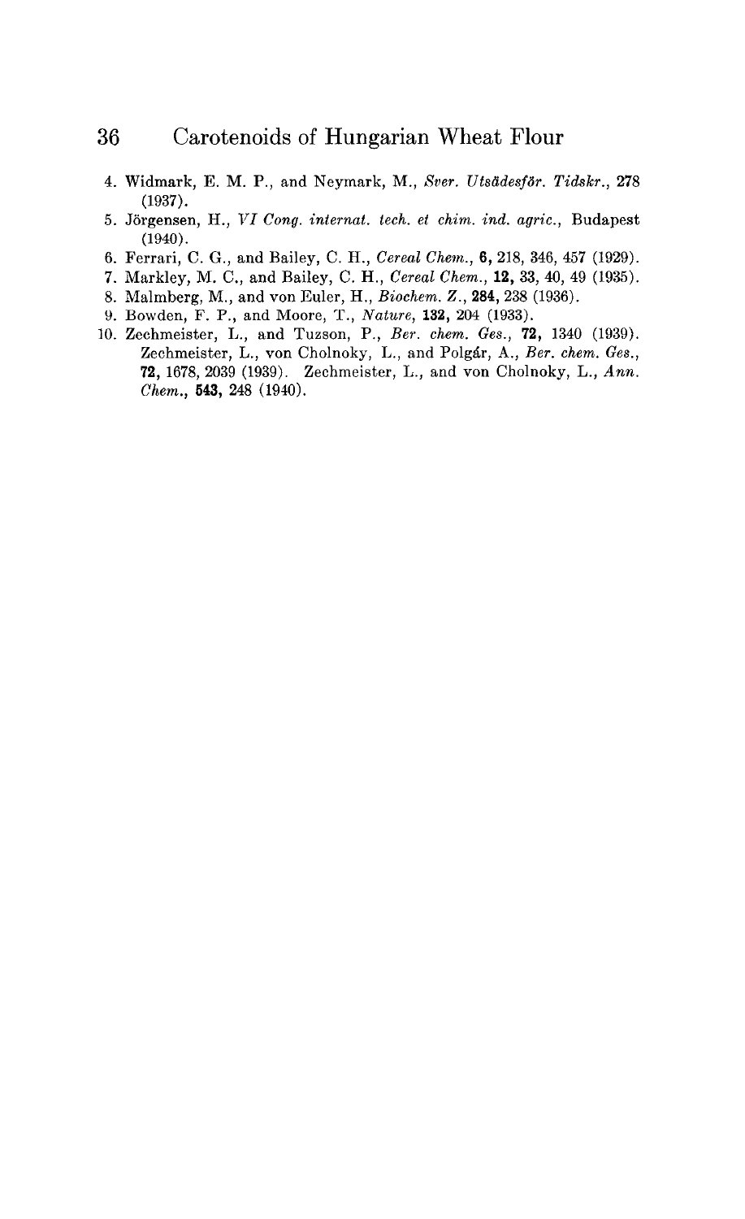4. Widmark, E. M. P., and Neymark, M., *Sver. Utsädesför. Tidskr.*, 278 (1937).
5. Jörgensen, H., *VI Cong. internat. tech. et chim. ind. agric.*, Budapest (1940).
6. Ferrari, C. G., and Bailey, C. H., *Cereal Chem.*, **6**, 218, 346, 457 (1929).
7. Markley, M. C., and Bailey, C. H., *Cereal Chem.*, **12**, 33, 40, 49 (1935).
8. Malmberg, M., and von Euler, H., *Biochem. Z.*, **284**, 238 (1936).
9. Bowden, F. P., and Moore, T., *Nature*, **132**, 204 (1933).
10. Zechmeister, L., and Tuzson, P., *Ber. chem. Ges.*, **72**, 1340 (1939). Zechmeister, L., von Cholnoky, L., and Polgár, A., *Ber. chem. Ges.*, **72**, 1678, 2039 (1939). Zechmeister, L., and von Cholnoky, L., *Ann. Chem.*, **543**, 248 (1940).